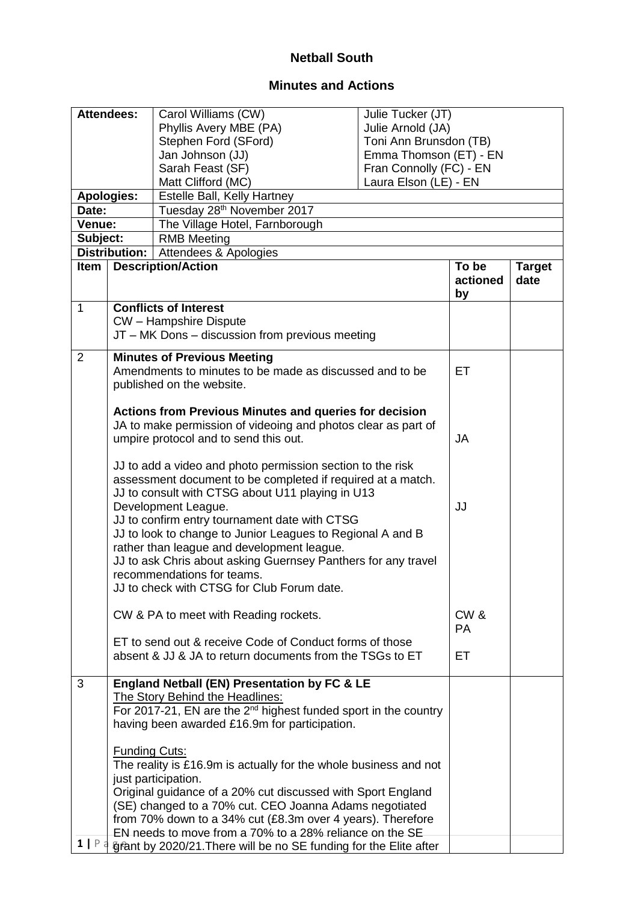**Netball South**

**Minutes and Actions**

| **Attendees:** | Carol Williams (CW)<br>Phyllis Avery MBE (PA)<br>Stephen Ford (SFord)<br>Jan Johnson (JJ)<br>Sarah Feast (SF)<br>Matt Clifford (MC) | Julie Tucker (JT)<br>Julie Arnold (JA)<br>Toni Ann Brunsdon (TB)<br>Emma Thomson (ET) - EN<br>Fran Connolly (FC) - EN<br>Laura Elson (LE) - EN |
|---|---|---|
| **Apologies:** | Estelle Ball, Kelly Hartney | |
| **Date:** | Tuesday 28th November 2017 | |
| **Venue:** | The Village Hotel, Farnborough | |
| **Subject:** | RMB Meeting | |
| **Distribution:** | Attendees & Apologies | |

| Item | Description/Action | To be actioned by | Target date |
|---|---|---|---|
| 1 | **Conflicts of Interest**<br>CW – Hampshire Dispute<br>JT – MK Dons – discussion from previous meeting | | |
| 2 | **Minutes of Previous Meeting**<br>Amendments to minutes to be made as discussed and to be published on the website. | ET | |
| | **Actions from Previous Minutes and queries for decision**<br>JA to make permission of videoing and photos clear as part of umpire protocol and to send this out. | JA | |
| | JJ to add a video and photo permission section to the risk assessment document to be completed if required at a match.<br>JJ to consult with CTSG about U11 playing in U13 Development League.<br>JJ to confirm entry tournament date with CTSG<br>JJ to look to change to Junior Leagues to Regional A and B rather than league and development league.<br>JJ to ask Chris about asking Guernsey Panthers for any travel recommendations for teams.<br>JJ to check with CTSG for Club Forum date. | JJ | |
| | CW & PA to meet with Reading rockets. | CW & PA | |
| | ET to send out & receive Code of Conduct forms of those absent & JJ & JA to return documents from the TSGs to ET | ET | |
| 3 | **England Netball (EN) Presentation by FC & LE**<br>The Story Behind the Headlines:<br>For 2017-21, EN are the 2nd highest funded sport in the country having been awarded £16.9m for participation.<br><br>Funding Cuts:<br>The reality is £16.9m is actually for the whole business and not just participation.<br>Original guidance of a 20% cut discussed with Sport England (SE) changed to a 70% cut. CEO Joanna Adams negotiated from 70% down to a 34% cut (£8.3m over 4 years). Therefore EN needs to move from a 70% to a 28% reliance on the SE grant by 2020/21.There will be no SE funding for the Elite after | | |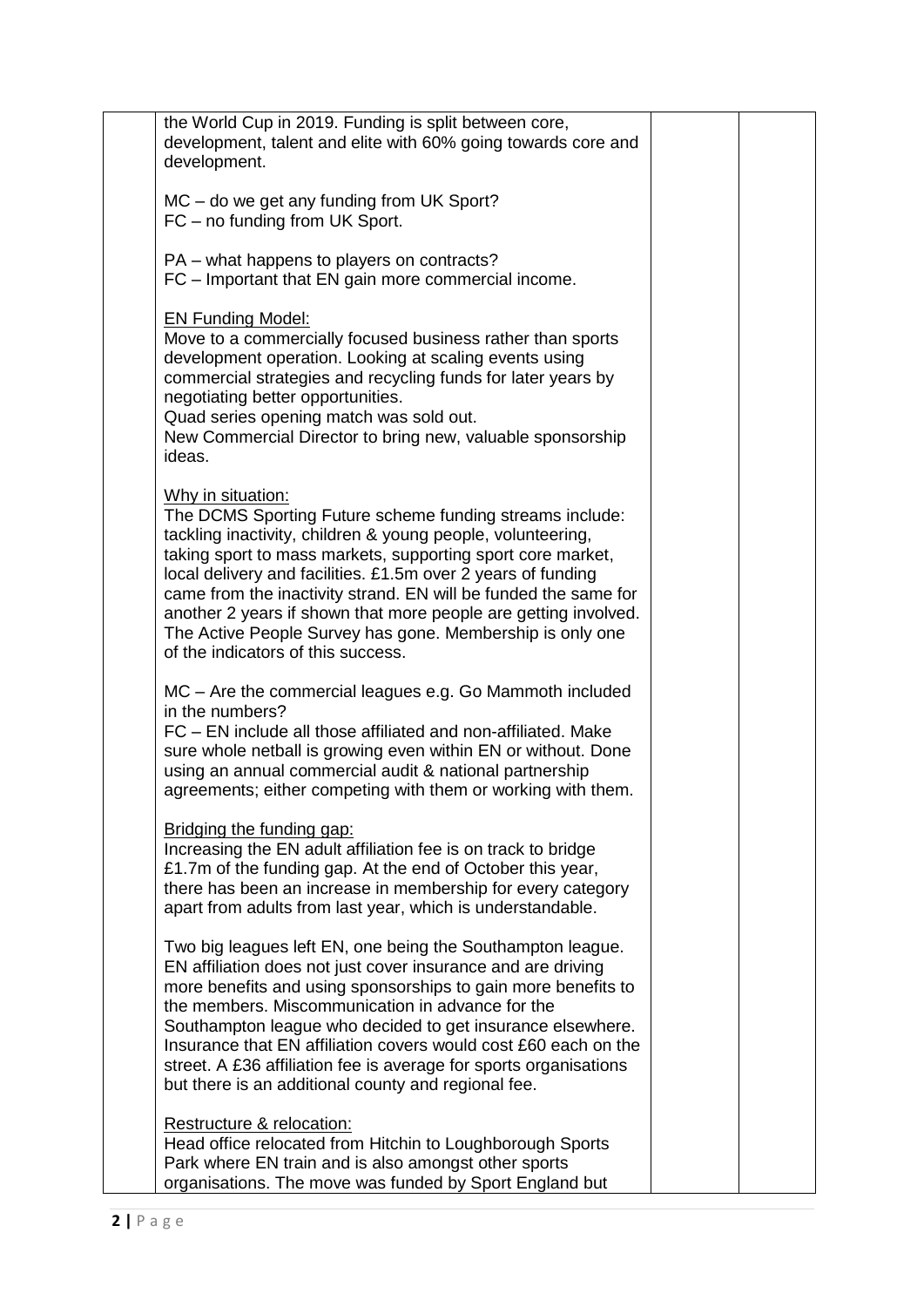| | | | |
|---|---|---|---|
| | the World Cup in 2019. Funding is split between core, development, talent and elite with 60% going towards core and development.<br><br>MC – do we get any funding from UK Sport?<br>FC – no funding from UK Sport.<br><br>PA – what happens to players on contracts?<br>FC – Important that EN gain more commercial income.<br><br><u>EN Funding Model:</u><br>Move to a commercially focused business rather than sports development operation. Looking at scaling events using commercial strategies and recycling funds for later years by negotiating better opportunities.<br>Quad series opening match was sold out.<br>New Commercial Director to bring new, valuable sponsorship ideas.<br><br><u>Why in situation:</u><br>The DCMS Sporting Future scheme funding streams include: tackling inactivity, children & young people, volunteering, taking sport to mass markets, supporting sport core market, local delivery and facilities. £1.5m over 2 years of funding came from the inactivity strand. EN will be funded the same for another 2 years if shown that more people are getting involved. The Active People Survey has gone. Membership is only one of the indicators of this success.<br><br>MC – Are the commercial leagues e.g. Go Mammoth included in the numbers?<br>FC – EN include all those affiliated and non-affiliated. Make sure whole netball is growing even within EN or without. Done using an annual commercial audit & national partnership agreements; either competing with them or working with them.<br><br><u>Bridging the funding gap:</u><br>Increasing the EN adult affiliation fee is on track to bridge £1.7m of the funding gap. At the end of October this year, there has been an increase in membership for every category apart from adults from last year, which is understandable.<br><br>Two big leagues left EN, one being the Southampton league. EN affiliation does not just cover insurance and are driving more benefits and using sponsorships to gain more benefits to the members. Miscommunication in advance for the Southampton league who decided to get insurance elsewhere. Insurance that EN affiliation covers would cost £60 each on the street. A £36 affiliation fee is average for sports organisations but there is an additional county and regional fee.<br><br><u>Restructure & relocation:</u><br>Head office relocated from Hitchin to Loughborough Sports Park where EN train and is also amongst other sports organisations. The move was funded by Sport England but | | |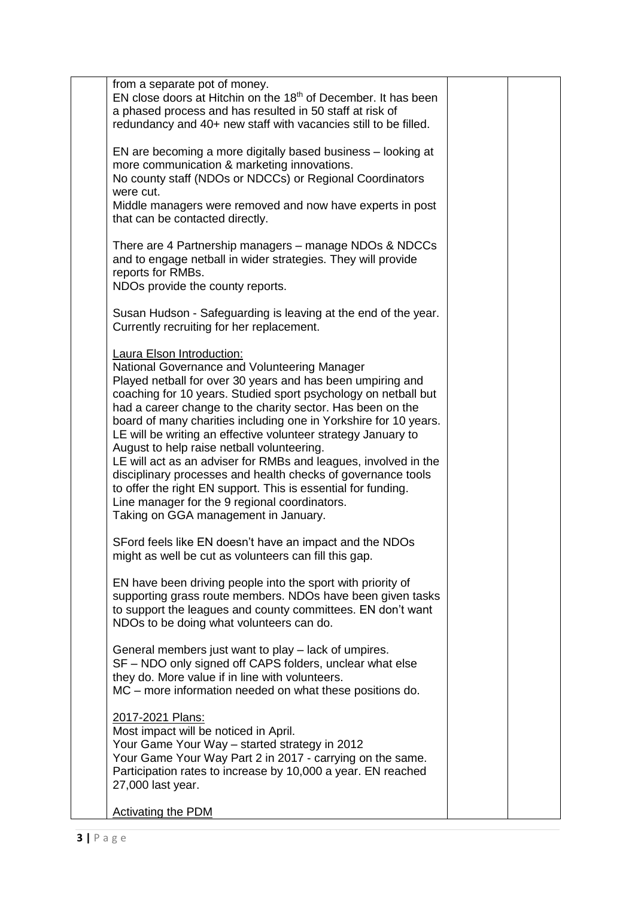| | | | |
|---|---|---|---|
| | from a separate pot of money.<br>EN close doors at Hitchin on the 18th of December. It has been a phased process and has resulted in 50 staff at risk of redundancy and 40+ new staff with vacancies still to be filled.<br><br>EN are becoming a more digitally based business – looking at more communication & marketing innovations.<br>No county staff (NDOs or NDCCs) or Regional Coordinators were cut.<br>Middle managers were removed and now have experts in post that can be contacted directly.<br><br>There are 4 Partnership managers – manage NDOs & NDCCs and to engage netball in wider strategies. They will provide reports for RMBs.<br>NDOs provide the county reports.<br><br>Susan Hudson - Safeguarding is leaving at the end of the year. Currently recruiting for her replacement.<br><br><u>Laura Elson Introduction:</u><br>National Governance and Volunteering Manager<br>Played netball for over 30 years and has been umpiring and coaching for 10 years. Studied sport psychology on netball but had a career change to the charity sector. Has been on the board of many charities including one in Yorkshire for 10 years.<br>LE will be writing an effective volunteer strategy January to August to help raise netball volunteering.<br>LE will act as an adviser for RMBs and leagues, involved in the disciplinary processes and health checks of governance tools to offer the right EN support. This is essential for funding.<br>Line manager for the 9 regional coordinators.<br>Taking on GGA management in January.<br><br>SFord feels like EN doesn't have an impact and the NDOs might as well be cut as volunteers can fill this gap.<br><br>EN have been driving people into the sport with priority of supporting grass route members. NDOs have been given tasks to support the leagues and county committees. EN don't want NDOs to be doing what volunteers can do.<br><br>General members just want to play – lack of umpires.<br>SF – NDO only signed off CAPS folders, unclear what else they do. More value if in line with volunteers.<br>MC – more information needed on what these positions do.<br><br><u>2017-2021 Plans:</u><br>Most impact will be noticed in April.<br>Your Game Your Way – started strategy in 2012<br>Your Game Your Way Part 2 in 2017 - carrying on the same.<br>Participation rates to increase by 10,000 a year. EN reached 27,000 last year.<br><br><u>Activating the PDM</u> | | |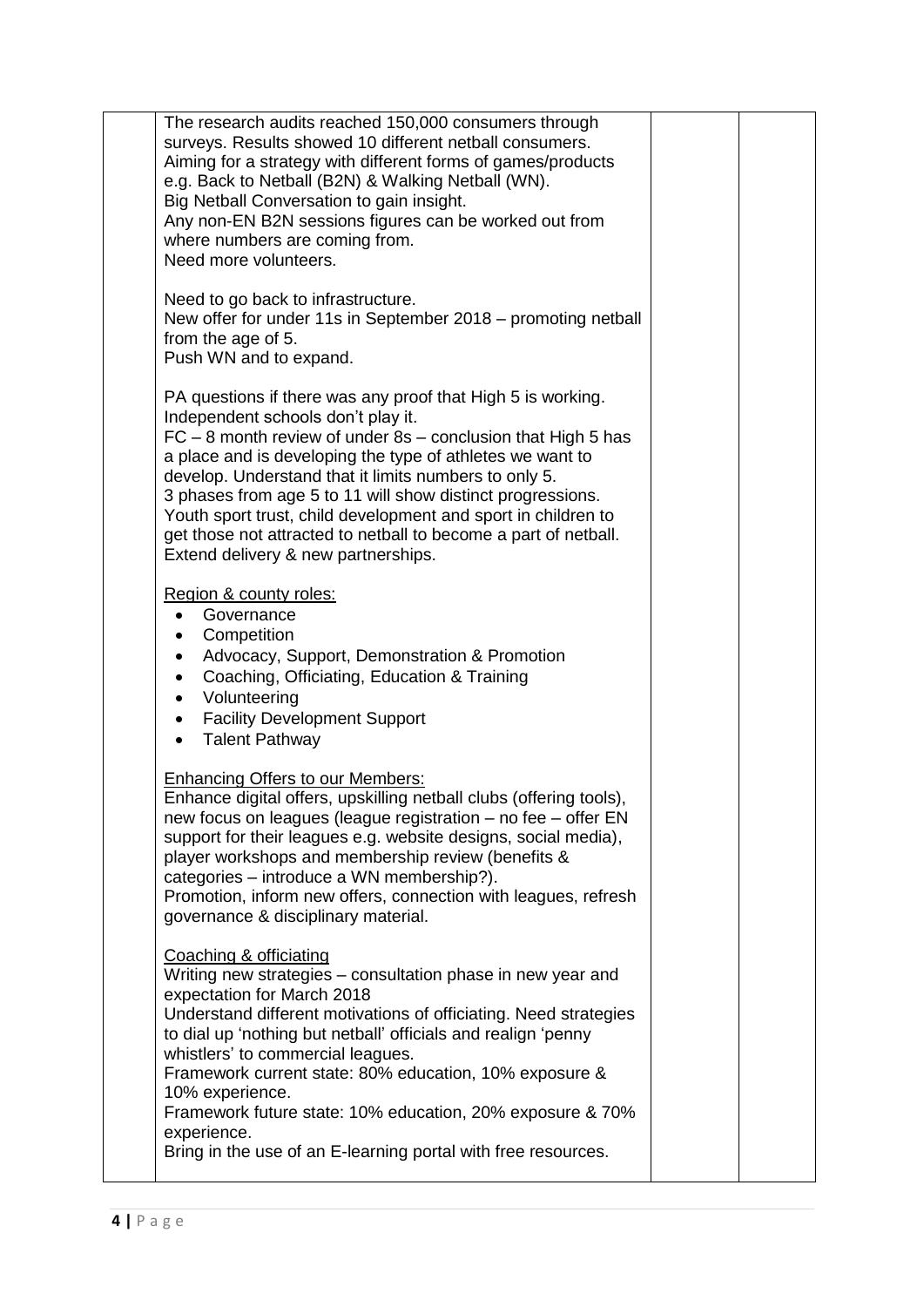| | | | |
|---|---|---|---|
| | The research audits reached 150,000 consumers through surveys. Results showed 10 different netball consumers.<br>Aiming for a strategy with different forms of games/products e.g. Back to Netball (B2N) & Walking Netball (WN).<br>Big Netball Conversation to gain insight.<br>Any non-EN B2N sessions figures can be worked out from where numbers are coming from.<br>Need more volunteers.<br><br>Need to go back to infrastructure.<br>New offer for under 11s in September 2018 – promoting netball from the age of 5.<br>Push WN and to expand.<br><br>PA questions if there was any proof that High 5 is working. Independent schools don't play it.<br>FC – 8 month review of under 8s – conclusion that High 5 has a place and is developing the type of athletes we want to develop. Understand that it limits numbers to only 5.<br>3 phases from age 5 to 11 will show distinct progressions.<br>Youth sport trust, child development and sport in children to get those not attracted to netball to become a part of netball.<br>Extend delivery & new partnerships.<br><br><u>Region & county roles:</u><br>• Governance<br>• Competition<br>• Advocacy, Support, Demonstration & Promotion<br>• Coaching, Officiating, Education & Training<br>• Volunteering<br>• Facility Development Support<br>• Talent Pathway<br><br><u>Enhancing Offers to our Members:</u><br>Enhance digital offers, upskilling netball clubs (offering tools), new focus on leagues (league registration – no fee – offer EN support for their leagues e.g. website designs, social media), player workshops and membership review (benefits & categories – introduce a WN membership?).<br>Promotion, inform new offers, connection with leagues, refresh governance & disciplinary material.<br><br><u>Coaching & officiating</u><br>Writing new strategies – consultation phase in new year and expectation for March 2018<br>Understand different motivations of officiating. Need strategies to dial up 'nothing but netball' officials and realign 'penny whistlers' to commercial leagues.<br>Framework current state: 80% education, 10% exposure & 10% experience.<br>Framework future state: 10% education, 20% exposure & 70% experience.<br>Bring in the use of an E-learning portal with free resources. | | |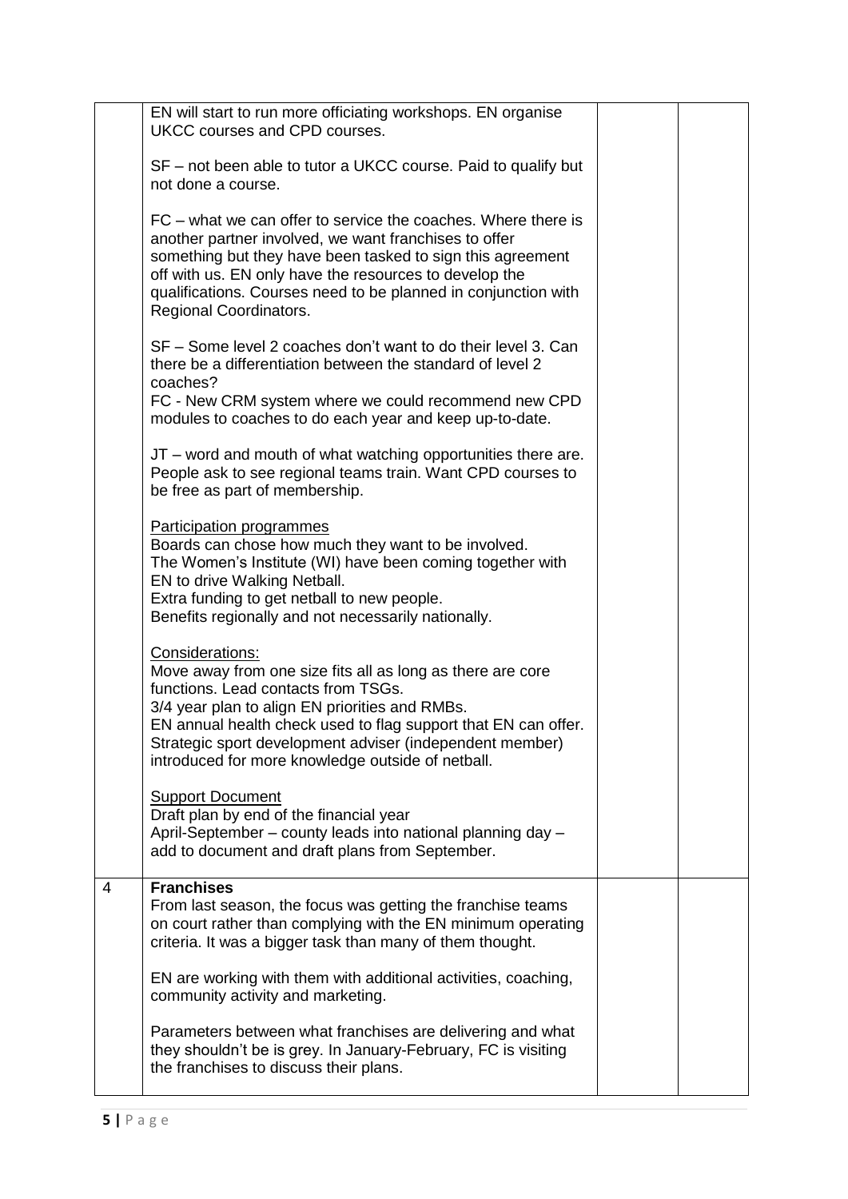| | | | |
|---|---|---|---|
| | EN will start to run more officiating workshops. EN organise UKCC courses and CPD courses.<br><br>SF – not been able to tutor a UKCC course. Paid to qualify but not done a course.<br><br>FC – what we can offer to service the coaches. Where there is another partner involved, we want franchises to offer something but they have been tasked to sign this agreement off with us. EN only have the resources to develop the qualifications. Courses need to be planned in conjunction with Regional Coordinators.<br><br>SF – Some level 2 coaches don't want to do their level 3. Can there be a differentiation between the standard of level 2 coaches?<br>FC - New CRM system where we could recommend new CPD modules to coaches to do each year and keep up-to-date.<br><br>JT – word and mouth of what watching opportunities there are. People ask to see regional teams train. Want CPD courses to be free as part of membership.<br><br><u>Participation programmes</u><br>Boards can chose how much they want to be involved.<br>The Women's Institute (WI) have been coming together with EN to drive Walking Netball.<br>Extra funding to get netball to new people.<br>Benefits regionally and not necessarily nationally.<br><br><u>Considerations:</u><br>Move away from one size fits all as long as there are core functions. Lead contacts from TSGs.<br>3/4 year plan to align EN priorities and RMBs.<br>EN annual health check used to flag support that EN can offer.<br>Strategic sport development adviser (independent member) introduced for more knowledge outside of netball.<br><br><u>Support Document</u><br>Draft plan by end of the financial year<br>April-September – county leads into national planning day – add to document and draft plans from September. | | |
| 4 | **Franchises**<br>From last season, the focus was getting the franchise teams on court rather than complying with the EN minimum operating criteria. It was a bigger task than many of them thought.<br><br>EN are working with them with additional activities, coaching, community activity and marketing.<br><br>Parameters between what franchises are delivering and what they shouldn't be is grey. In January-February, FC is visiting the franchises to discuss their plans. | | |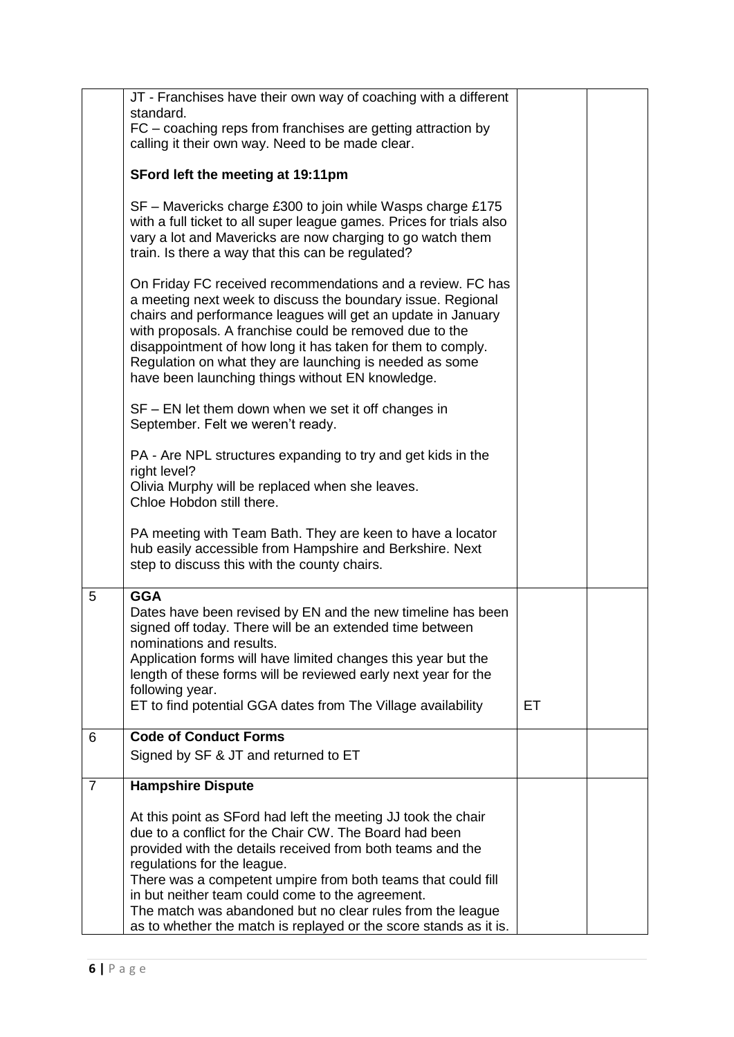| | | | |
|---|---|---|---|
| | JT - Franchises have their own way of coaching with a different standard.<br>FC – coaching reps from franchises are getting attraction by calling it their own way. Need to be made clear.<br><br>**SFord left the meeting at 19:11pm**<br><br>SF – Mavericks charge £300 to join while Wasps charge £175 with a full ticket to all super league games. Prices for trials also vary a lot and Mavericks are now charging to go watch them train. Is there a way that this can be regulated?<br><br>On Friday FC received recommendations and a review. FC has a meeting next week to discuss the boundary issue. Regional chairs and performance leagues will get an update in January with proposals. A franchise could be removed due to the disappointment of how long it has taken for them to comply. Regulation on what they are launching is needed as some have been launching things without EN knowledge.<br><br>SF – EN let them down when we set it off changes in September. Felt we weren't ready.<br><br>PA - Are NPL structures expanding to try and get kids in the right level?<br>Olivia Murphy will be replaced when she leaves.<br>Chloe Hobdon still there.<br><br>PA meeting with Team Bath. They are keen to have a locator hub easily accessible from Hampshire and Berkshire. Next step to discuss this with the county chairs. | | |
| 5 | **GGA**<br>Dates have been revised by EN and the new timeline has been signed off today. There will be an extended time between nominations and results.<br>Application forms will have limited changes this year but the length of these forms will be reviewed early next year for the following year.<br>ET to find potential GGA dates from The Village availability | ET | |
| 6 | **Code of Conduct Forms**<br>Signed by SF & JT and returned to ET | | |
| 7 | **Hampshire Dispute**<br><br>At this point as SFord had left the meeting JJ took the chair due to a conflict for the Chair CW. The Board had been provided with the details received from both teams and the regulations for the league.<br>There was a competent umpire from both teams that could fill in but neither team could come to the agreement.<br>The match was abandoned but no clear rules from the league as to whether the match is replayed or the score stands as it is. | | |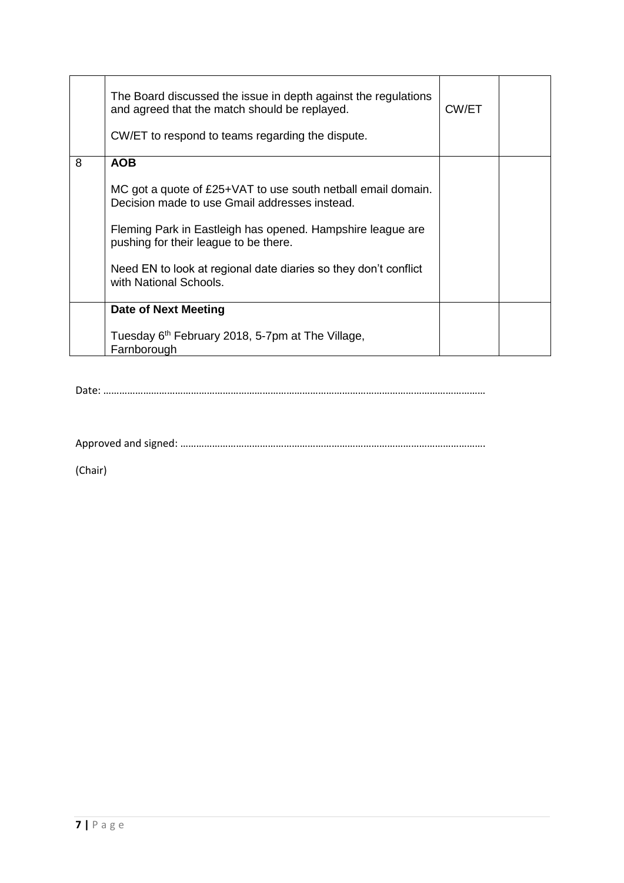| | | | |
|---|---|---|---|
| | The Board discussed the issue in depth against the regulations and agreed that the match should be replayed.<br><br>CW/ET to respond to teams regarding the dispute. | CW/ET | |
| 8 | **AOB**<br><br>MC got a quote of £25+VAT to use south netball email domain. Decision made to use Gmail addresses instead.<br><br>Fleming Park in Eastleigh has opened. Hampshire league are pushing for their league to be there.<br><br>Need EN to look at regional date diaries so they don't conflict with National Schools. | | |
| | **Date of Next Meeting**<br><br>Tuesday 6th February 2018, 5-7pm at The Village, Farnborough | | |

Date: ………………………………………………………………………………………………………………………………

Approved and signed: ……………………………………………………………………………………………………

(Chair)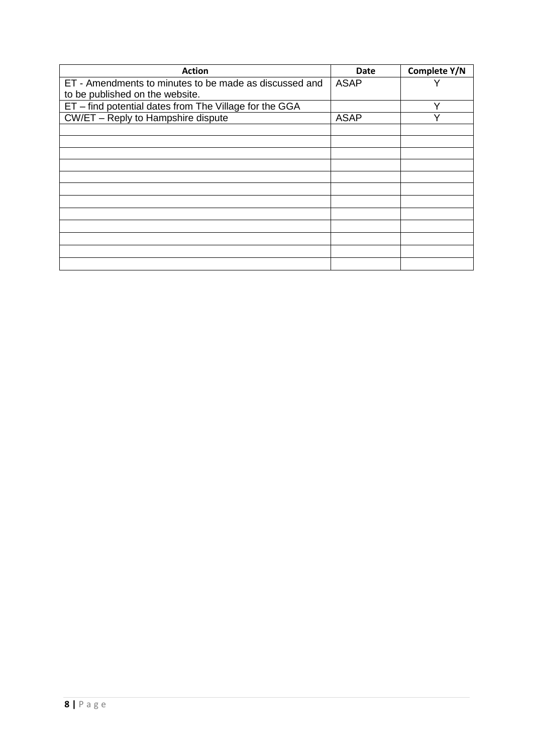| Action | Date | Complete Y/N |
|---|---|---|
| ET - Amendments to minutes to be made as discussed and to be published on the website. | ASAP | Y |
| ET – find potential dates from The Village for the GGA | | Y |
| CW/ET – Reply to Hampshire dispute | ASAP | Y |
| | | |
| | | |
| | | |
| | | |
| | | |
| | | |
| | | |
| | | |
| | | |
| | | |
| | | |
| | | |